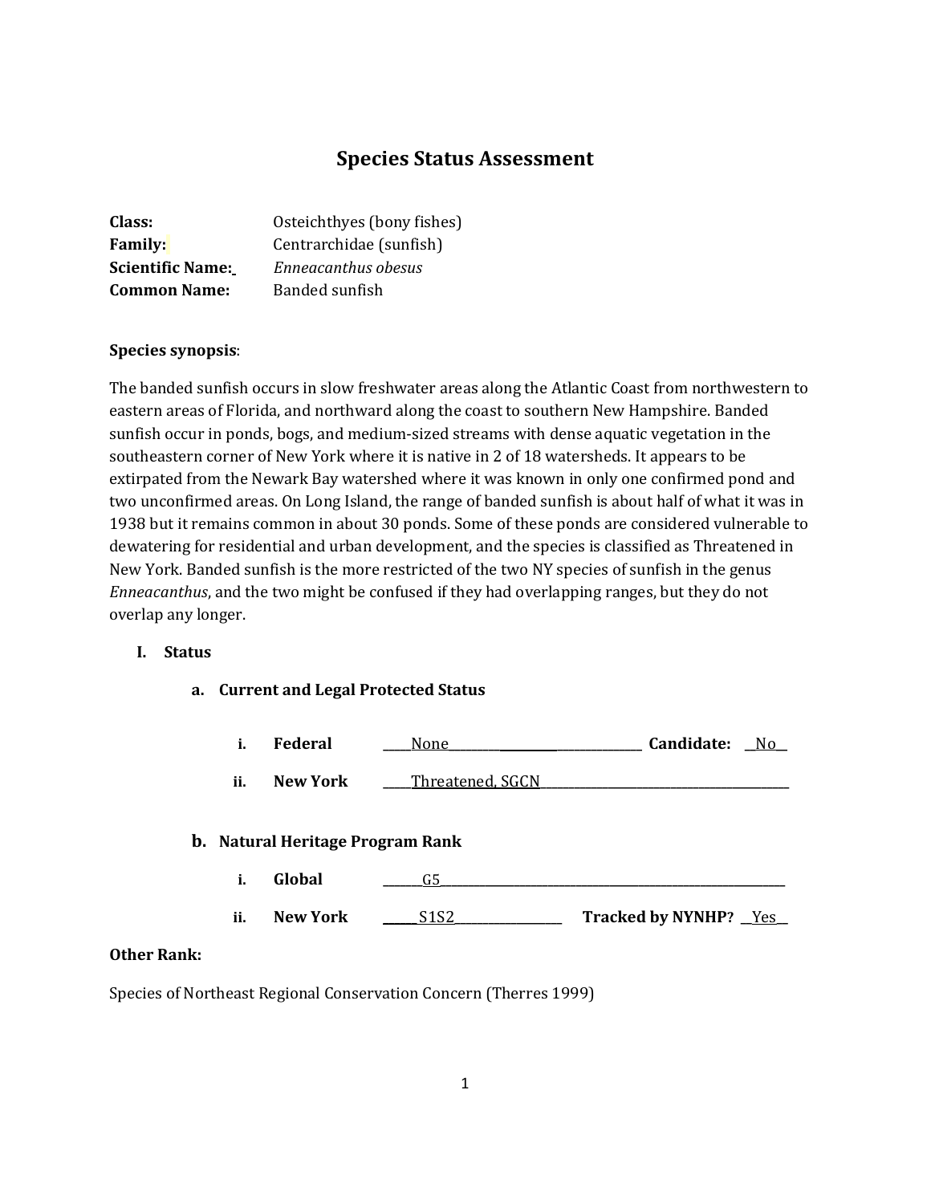# Species Status Assessment

**Class:** Osteichthyes (bony fishes)
**Family:** Centrarchidae (sunfish)
**Scientific Name:** *Enneacanthus obesus*
**Common Name:** Banded sunfish

**Species synopsis**:

The banded sunfish occurs in slow freshwater areas along the Atlantic Coast from northwestern to eastern areas of Florida, and northward along the coast to southern New Hampshire. Banded sunfish occur in ponds, bogs, and medium-sized streams with dense aquatic vegetation in the southeastern corner of New York where it is native in 2 of 18 watersheds. It appears to be extirpated from the Newark Bay watershed where it was known in only one confirmed pond and two unconfirmed areas. On Long Island, the range of banded sunfish is about half of what it was in 1938 but it remains common in about 30 ponds. Some of these ponds are considered vulnerable to dewatering for residential and urban development, and the species is classified as Threatened in New York. Banded sunfish is the more restricted of the two NY species of sunfish in the genus *Enneacanthus*, and the two might be confused if they had overlapping ranges, but they do not overlap any longer.

## I. Status

### a. Current and Legal Protected Status

i. **Federal** None **Candidate:** No

ii. **New York** Threatened, SGCN

### b. Natural Heritage Program Rank

i. **Global** G5

ii. **New York** S1S2 **Tracked by NYNHP?** Yes

**Other Rank:**

Species of Northeast Regional Conservation Concern (Therres 1999)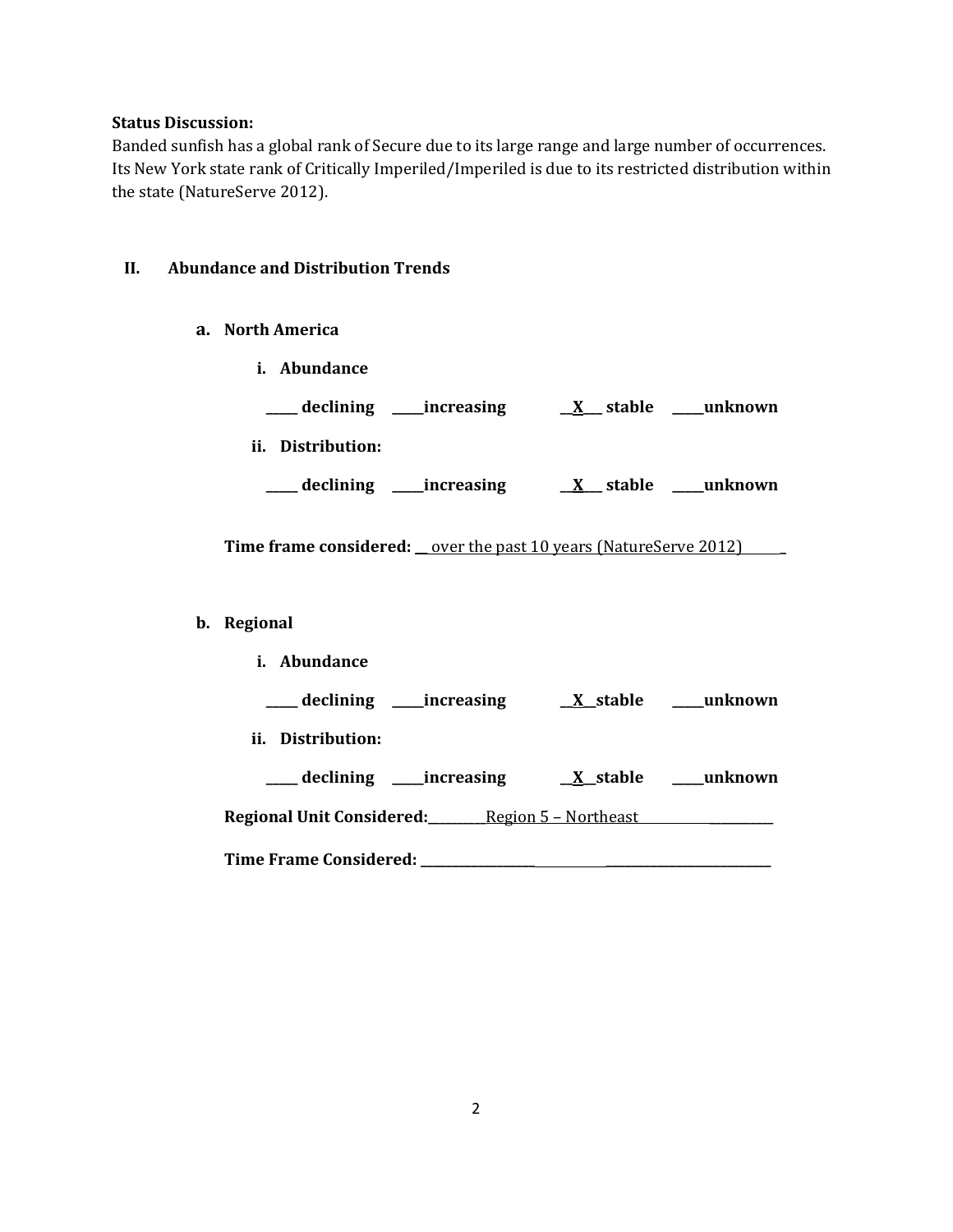**Status Discussion:**

Banded sunfish has a global rank of Secure due to its large range and large number of occurrences. Its New York state rank of Critically Imperiled/Imperiled is due to its restricted distribution within the state (NatureServe 2012).

## II. Abundance and Distribution Trends

### a. North America

**i. Abundance**

**_____ declining _____increasing __X___ stable _____unknown**

**ii. Distribution:**

**_____ declining _____increasing __X___ stable _____unknown**

**Time frame considered:** __ over the past 10 years (NatureServe 2012)______

### b. Regional

**i. Abundance**

**_____ declining _____increasing __X__stable _____unknown**

**ii. Distribution:**

**_____ declining _____increasing __X__stable _____unknown**

**Regional Unit Considered:**_________Region 5 – Northeast____________________

**Time Frame Considered:** ______________________________________________________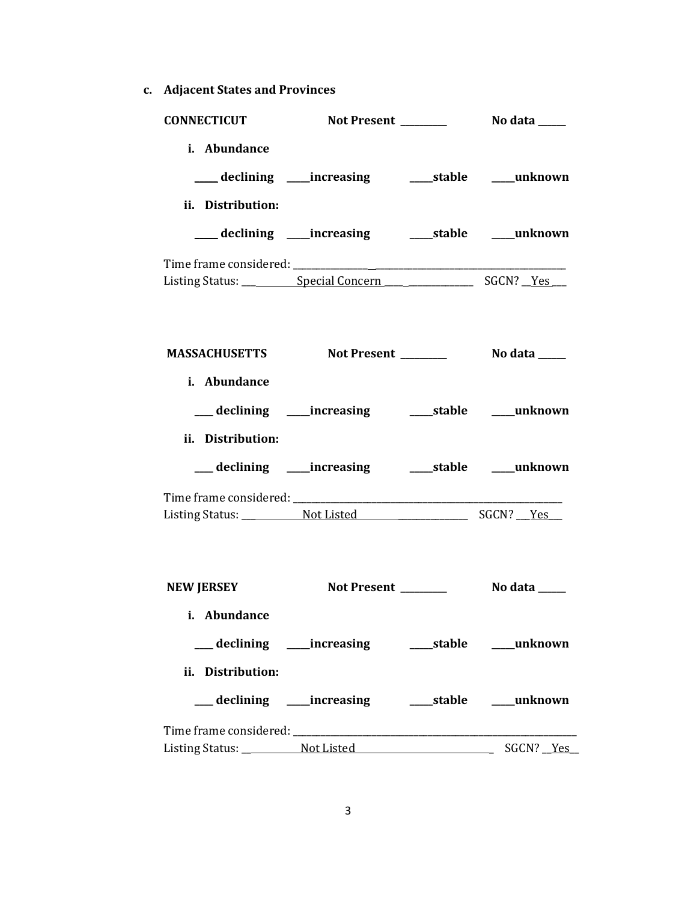**c. Adjacent States and Provinces**

**CONNECTICUT** **Not Present \_\_\_\_\_\_\_\_\_\_** **No data \_\_\_\_\_\_**

**i. Abundance**

**\_\_\_\_\_ declining \_\_\_\_\_increasing \_\_\_\_\_stable \_\_\_\_\_unknown**

**ii. Distribution:**

**\_\_\_\_\_ declining \_\_\_\_\_increasing \_\_\_\_\_stable \_\_\_\_\_unknown**

Time frame considered: \_\_\_\_\_\_\_\_\_\_\_\_\_\_\_\_\_\_\_\_\_\_\_\_\_\_\_\_\_\_\_\_\_\_\_\_\_\_\_\_\_\_\_\_\_\_\_\_\_\_\_\_\_\_\_\_
Listing Status: \_\_\_\_\_\_\_\_\_\_\_\_Special Concern\_\_\_\_\_\_\_\_\_\_\_\_\_\_\_\_\_\_\_ SGCN? \_\_Yes\_\_\_

**MASSACHUSETTS** **Not Present \_\_\_\_\_\_\_\_\_\_** **No data \_\_\_\_\_\_**

**i. Abundance**

**\_\_\_\_ declining \_\_\_\_\_increasing \_\_\_\_\_stable \_\_\_\_\_unknown**

**ii. Distribution:**

**\_\_\_\_ declining \_\_\_\_\_increasing \_\_\_\_\_stable \_\_\_\_\_unknown**

Time frame considered: \_\_\_\_\_\_\_\_\_\_\_\_\_\_\_\_\_\_\_\_\_\_\_\_\_\_\_\_\_\_\_\_\_\_\_\_\_\_\_\_\_\_\_\_\_\_\_\_\_\_\_\_\_\_\_\_
Listing Status: \_\_\_\_\_\_\_\_\_\_\_\_\_\_Not Listed\_\_\_\_\_\_\_\_\_\_\_\_\_\_\_\_\_\_\_\_\_\_\_\_\_ SGCN? \_\_\_Yes\_\_\_

**NEW JERSEY** **Not Present \_\_\_\_\_\_\_\_\_\_** **No data \_\_\_\_\_\_**

**i. Abundance**

**\_\_\_\_ declining \_\_\_\_\_increasing \_\_\_\_\_stable \_\_\_\_\_unknown**

**ii. Distribution:**

**\_\_\_\_ declining \_\_\_\_\_increasing \_\_\_\_\_stable \_\_\_\_\_unknown**

Time frame considered: \_\_\_\_\_\_\_\_\_\_\_\_\_\_\_\_\_\_\_\_\_\_\_\_\_\_\_\_\_\_\_\_\_\_\_\_\_\_\_\_\_\_\_\_\_\_\_\_\_\_\_\_\_\_\_\_\_\_\_\_
Listing Status: \_\_\_\_\_\_\_\_\_\_\_\_\_Not Listed\_\_\_\_\_\_\_\_\_\_\_\_\_\_\_\_\_\_\_\_\_\_\_\_\_\_\_\_\_\_\_ SGCN? \_\_Yes\_\_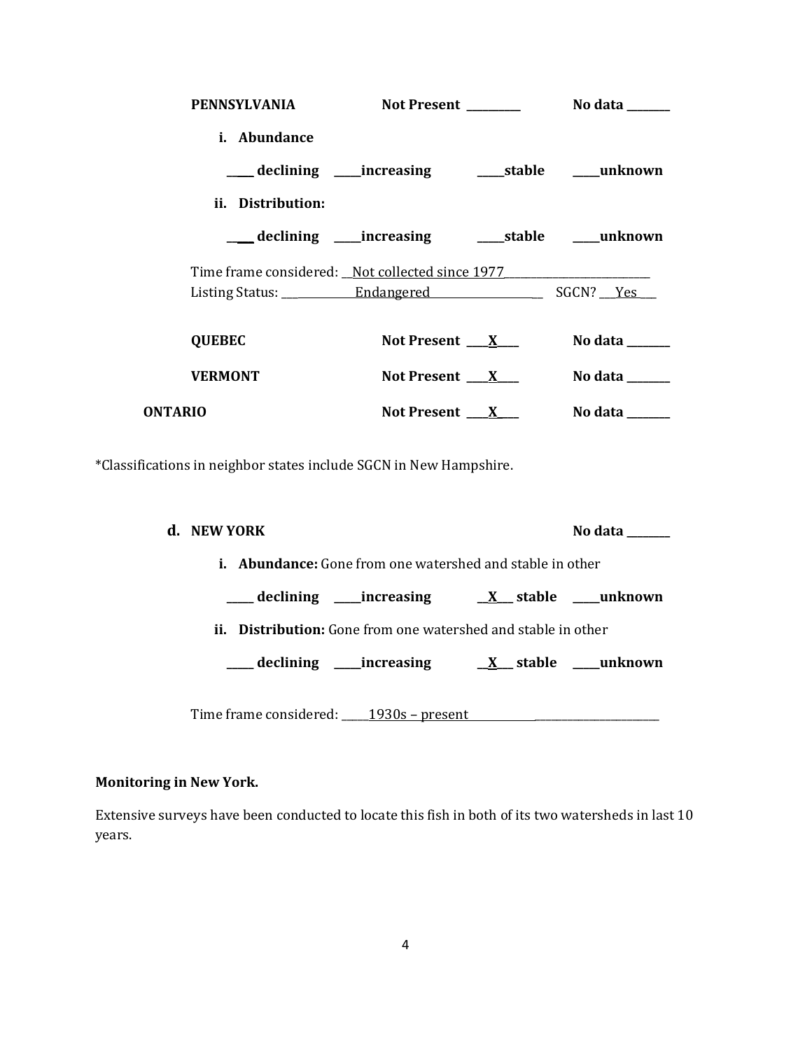**PENNSYLVANIA** **Not Present** _________ **No data** _______

**i. Abundance**

_____ **declining** _____**increasing** _____**stable** _____**unknown**

**ii. Distribution:**

_____ **declining** _____**increasing** _____**stable** _____**unknown**

Time frame considered: __Not collected since 1977__________________________

Listing Status: ____________Endangered____________________ SGCN? __Yes___

**QUEBEC** **Not Present** ___X___ **No data** _______

**VERMONT** **Not Present** ___X___ **No data** _______

**ONTARIO** **Not Present** ___X___ **No data** _______

*Classifications in neighbor states include SGCN in New Hampshire.

**d. NEW YORK** **No data** _______

**i. Abundance:** Gone from one watershed and stable in other

_____ **declining** _____**increasing** __X__ **stable** _____**unknown**

**ii. Distribution:** Gone from one watershed and stable in other

_____ **declining** _____**increasing** __X__ **stable** _____**unknown**

Time frame considered: _____1930s – present___________________________

**Monitoring in New York.**

Extensive surveys have been conducted to locate this fish in both of its two watersheds in last 10 years.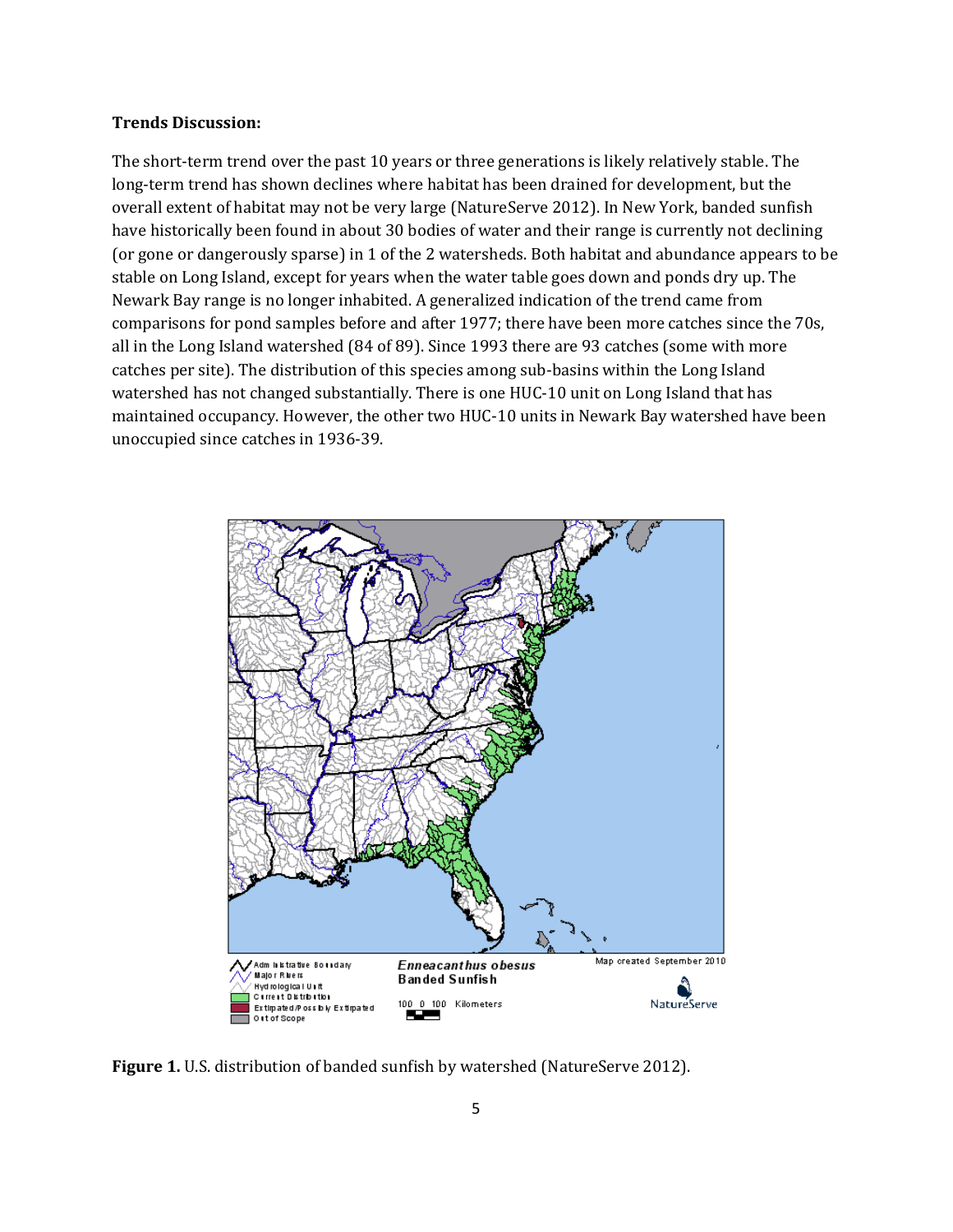**Trends Discussion:**

The short-term trend over the past 10 years or three generations is likely relatively stable. The long-term trend has shown declines where habitat has been drained for development, but the overall extent of habitat may not be very large (NatureServe 2012). In New York, banded sunfish have historically been found in about 30 bodies of water and their range is currently not declining (or gone or dangerously sparse) in 1 of the 2 watersheds. Both habitat and abundance appears to be stable on Long Island, except for years when the water table goes down and ponds dry up. The Newark Bay range is no longer inhabited. A generalized indication of the trend came from comparisons for pond samples before and after 1977; there have been more catches since the 70s, all in the Long Island watershed (84 of 89). Since 1993 there are 93 catches (some with more catches per site). The distribution of this species among sub-basins within the Long Island watershed has not changed substantially. There is one HUC-10 unit on Long Island that has maintained occupancy. However, the other two HUC-10 units in Newark Bay watershed have been unoccupied since catches in 1936-39.

**Figure 1.** U.S. distribution of banded sunfish by watershed (NatureServe 2012).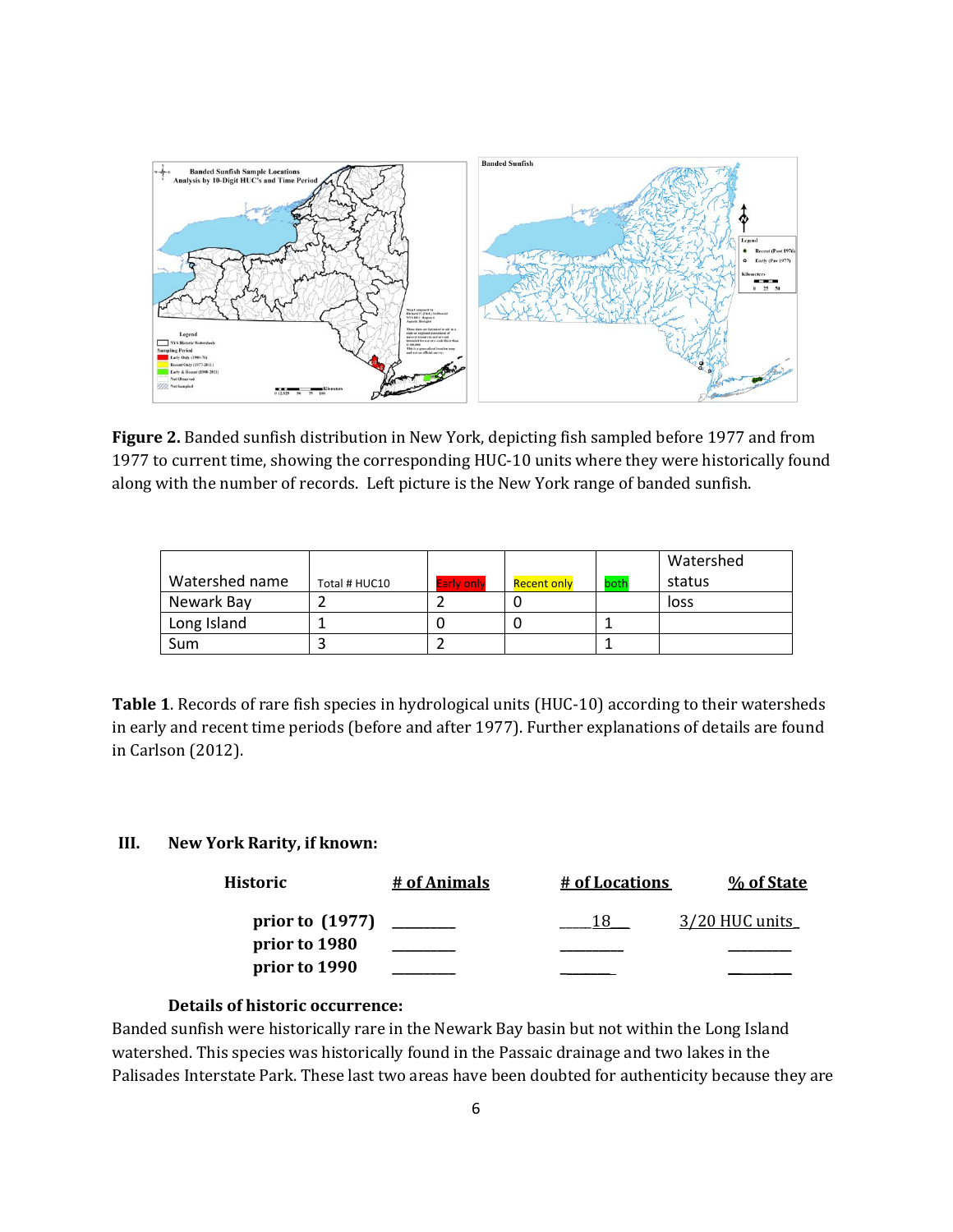**Figure 2.** Banded sunfish distribution in New York, depicting fish sampled before 1977 and from 1977 to current time, showing the corresponding HUC-10 units where they were historically found along with the number of records. Left picture is the New York range of banded sunfish.

| Watershed name | Total # HUC10 | Early only | Recent only | both | Watershed status |
|---|---|---|---|---|---|
| Newark Bay | 2 | 2 | 0 | | loss |
| Long Island | 1 | 0 | 0 | 1 | |
| Sum | 3 | 2 | | 1 | |

**Table 1**. Records of rare fish species in hydrological units (HUC-10) according to their watersheds in early and recent time periods (before and after 1977). Further explanations of details are found in Carlson (2012).

## III. New York Rarity, if known:

| Historic | # of Animals | # of Locations | % of State |
|---|---|---|---|
| prior to (1977) | ________ | 18 | 3/20 HUC units |
| prior to 1980 | ________ | ________ | ________ |
| prior to 1990 | ________ | ________ | ________ |

**Details of historic occurrence:**

Banded sunfish were historically rare in the Newark Bay basin but not within the Long Island watershed. This species was historically found in the Passaic drainage and two lakes in the Palisades Interstate Park. These last two areas have been doubted for authenticity because they are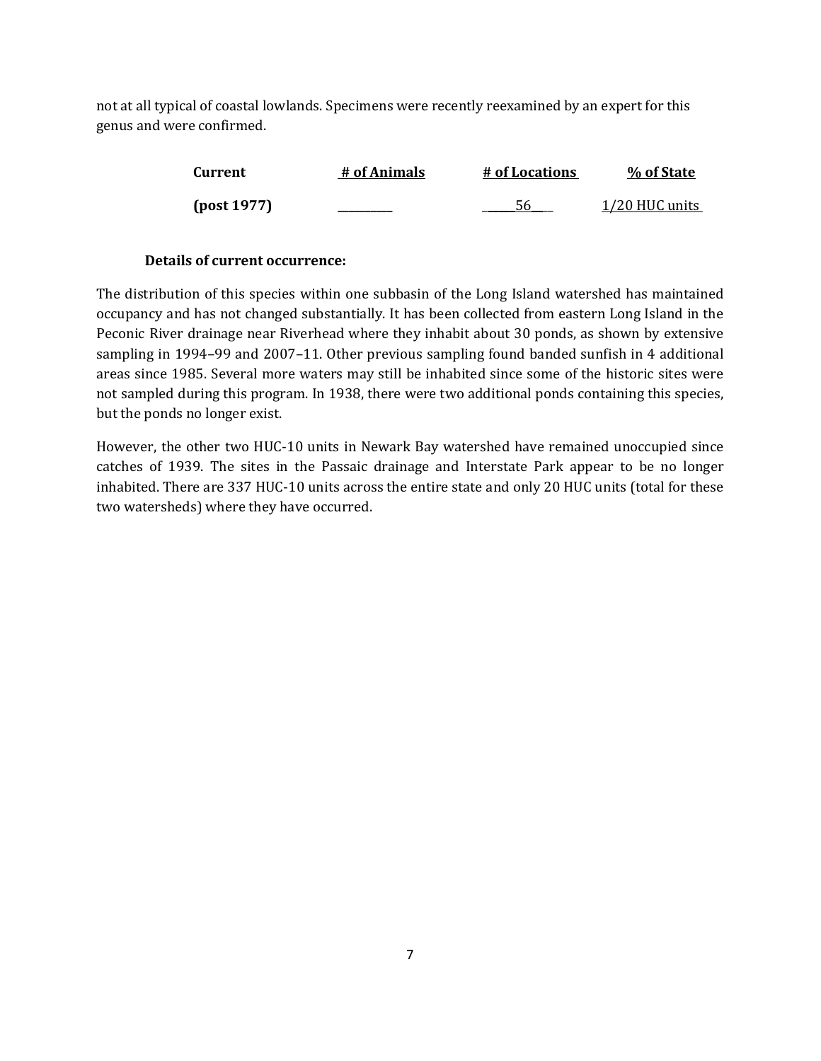not at all typical of coastal lowlands. Specimens were recently reexamined by an expert for this genus and were confirmed.

| Current | # of Animals | # of Locations | % of State |
|---|---|---|---|
| (post 1977) | ________ | ____56___ | 1/20 HUC units |

**Details of current occurrence:**

The distribution of this species within one subbasin of the Long Island watershed has maintained occupancy and has not changed substantially. It has been collected from eastern Long Island in the Peconic River drainage near Riverhead where they inhabit about 30 ponds, as shown by extensive sampling in 1994–99 and 2007–11. Other previous sampling found banded sunfish in 4 additional areas since 1985. Several more waters may still be inhabited since some of the historic sites were not sampled during this program. In 1938, there were two additional ponds containing this species, but the ponds no longer exist.

However, the other two HUC-10 units in Newark Bay watershed have remained unoccupied since catches of 1939. The sites in the Passaic drainage and Interstate Park appear to be no longer inhabited. There are 337 HUC-10 units across the entire state and only 20 HUC units (total for these two watersheds) where they have occurred.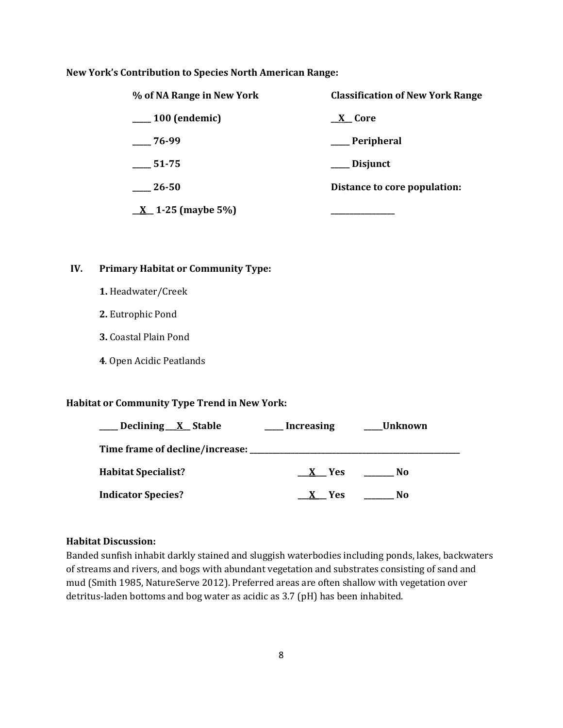**New York's Contribution to Species North American Range:**

| % of NA Range in New York | Classification of New York Range |
| --- | --- |
| _____ 100 (endemic) | __X__ Core |
| _____ 76-99 | _____ Peripheral |
| _____ 51-75 | _____ Disjunct |
| _____ 26-50 | Distance to core population: |
| __X__ 1-25 (maybe 5%) | _____________ |

## IV. Primary Habitat or Community Type:

**1.** Headwater/Creek

**2.** Eutrophic Pond

**3.** Coastal Plain Pond

**4**. Open Acidic Peatlands

**Habitat or Community Type Trend in New York:**

_____ Declining __X__ Stable _____ Increasing _____Unknown

**Time frame of decline/increase:** ___________________________________

**Habitat Specialist?** __X__ Yes _______ No

**Indicator Species?** __X__ Yes _______ No

**Habitat Discussion:**

Banded sunfish inhabit darkly stained and sluggish waterbodies including ponds, lakes, backwaters of streams and rivers, and bogs with abundant vegetation and substrates consisting of sand and mud (Smith 1985, NatureServe 2012). Preferred areas are often shallow with vegetation over detritus-laden bottoms and bog water as acidic as 3.7 (pH) has been inhabited.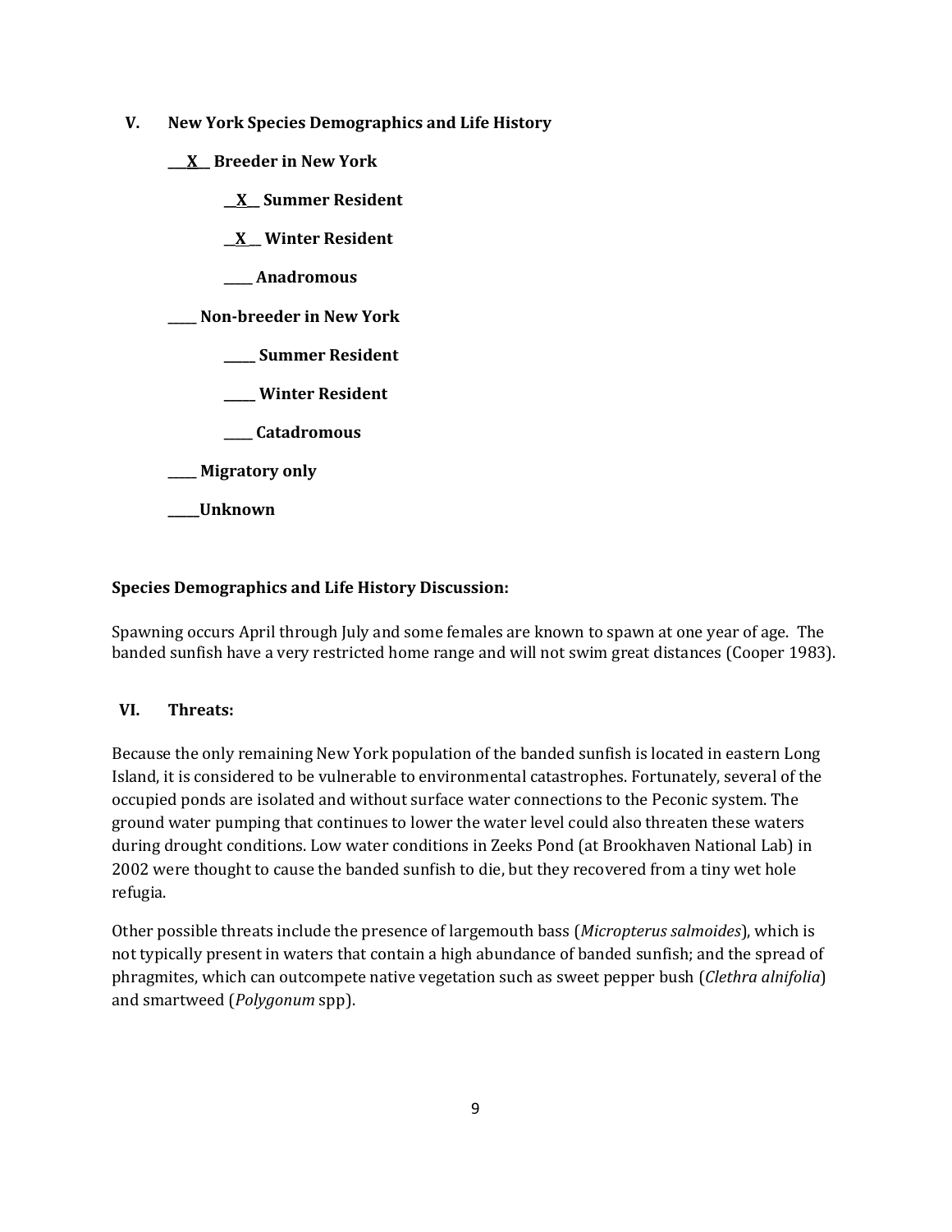## V. New York Species Demographics and Life History

**\_\_X\_\_ Breeder in New York**

**\_\_X\_\_ Summer Resident**

**\_\_X\_\_ Winter Resident**

**\_\_\_\_ Anadromous**

**\_\_\_\_ Non-breeder in New York**

**\_\_\_\_ Summer Resident**

**\_\_\_\_ Winter Resident**

**\_\_\_\_ Catadromous**

**\_\_\_\_ Migratory only**

**\_\_\_\_Unknown**

**Species Demographics and Life History Discussion:**

Spawning occurs April through July and some females are known to spawn at one year of age. The banded sunfish have a very restricted home range and will not swim great distances (Cooper 1983).

## VI. Threats:

Because the only remaining New York population of the banded sunfish is located in eastern Long Island, it is considered to be vulnerable to environmental catastrophes. Fortunately, several of the occupied ponds are isolated and without surface water connections to the Peconic system. The ground water pumping that continues to lower the water level could also threaten these waters during drought conditions. Low water conditions in Zeeks Pond (at Brookhaven National Lab) in 2002 were thought to cause the banded sunfish to die, but they recovered from a tiny wet hole refugia.

Other possible threats include the presence of largemouth bass (*Micropterus salmoides*), which is not typically present in waters that contain a high abundance of banded sunfish; and the spread of phragmites, which can outcompete native vegetation such as sweet pepper bush (*Clethra alnifolia*) and smartweed (*Polygonum* spp).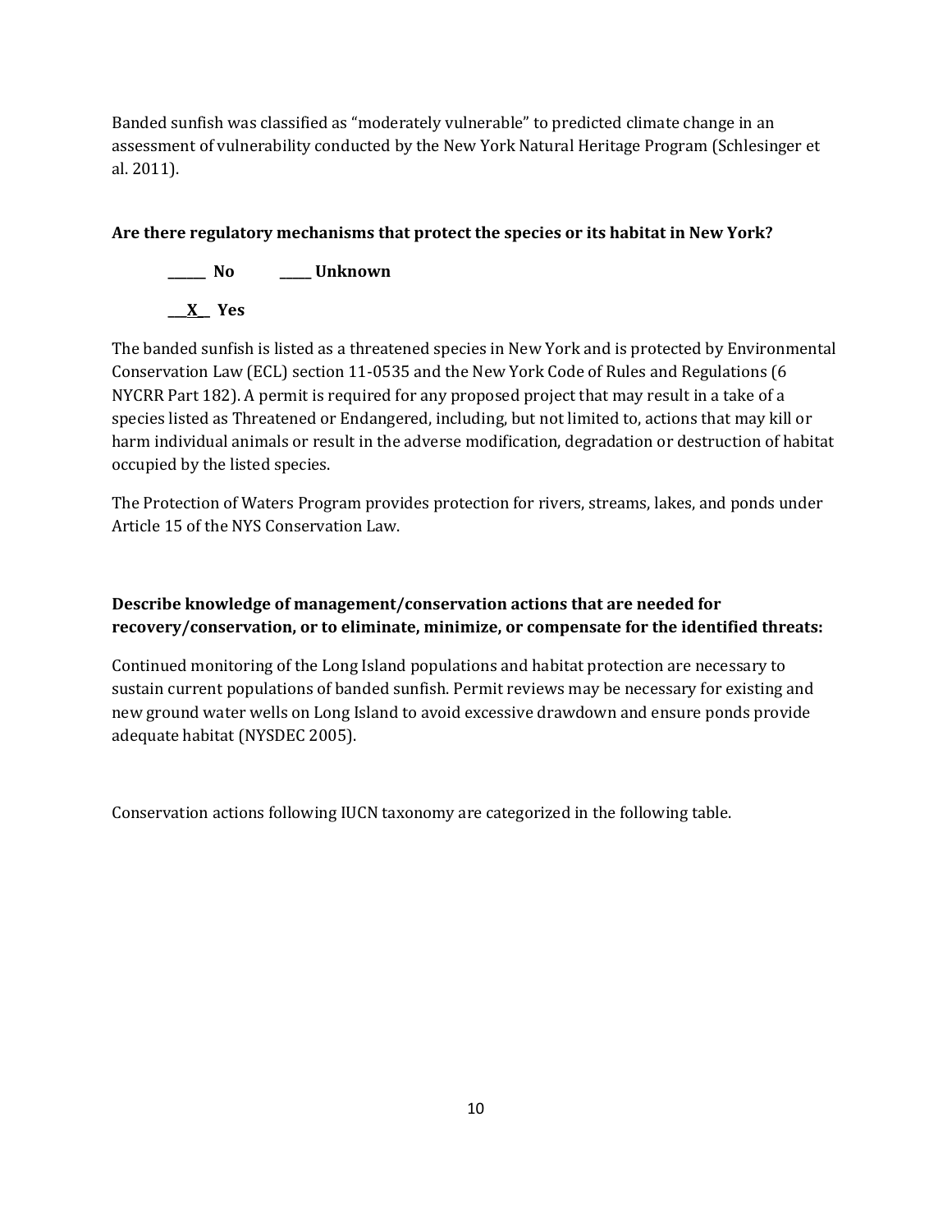Banded sunfish was classified as "moderately vulnerable" to predicted climate change in an assessment of vulnerability conducted by the New York Natural Heritage Program (Schlesinger et al. 2011).

**Are there regulatory mechanisms that protect the species or its habitat in New York?**

**______ No  _____ Unknown**

**___X__ Yes**

The banded sunfish is listed as a threatened species in New York and is protected by Environmental Conservation Law (ECL) section 11-0535 and the New York Code of Rules and Regulations (6 NYCRR Part 182). A permit is required for any proposed project that may result in a take of a species listed as Threatened or Endangered, including, but not limited to, actions that may kill or harm individual animals or result in the adverse modification, degradation or destruction of habitat occupied by the listed species.

The Protection of Waters Program provides protection for rivers, streams, lakes, and ponds under Article 15 of the NYS Conservation Law.

**Describe knowledge of management/conservation actions that are needed for recovery/conservation, or to eliminate, minimize, or compensate for the identified threats:**

Continued monitoring of the Long Island populations and habitat protection are necessary to sustain current populations of banded sunfish. Permit reviews may be necessary for existing and new ground water wells on Long Island to avoid excessive drawdown and ensure ponds provide adequate habitat (NYSDEC 2005).

Conservation actions following IUCN taxonomy are categorized in the following table.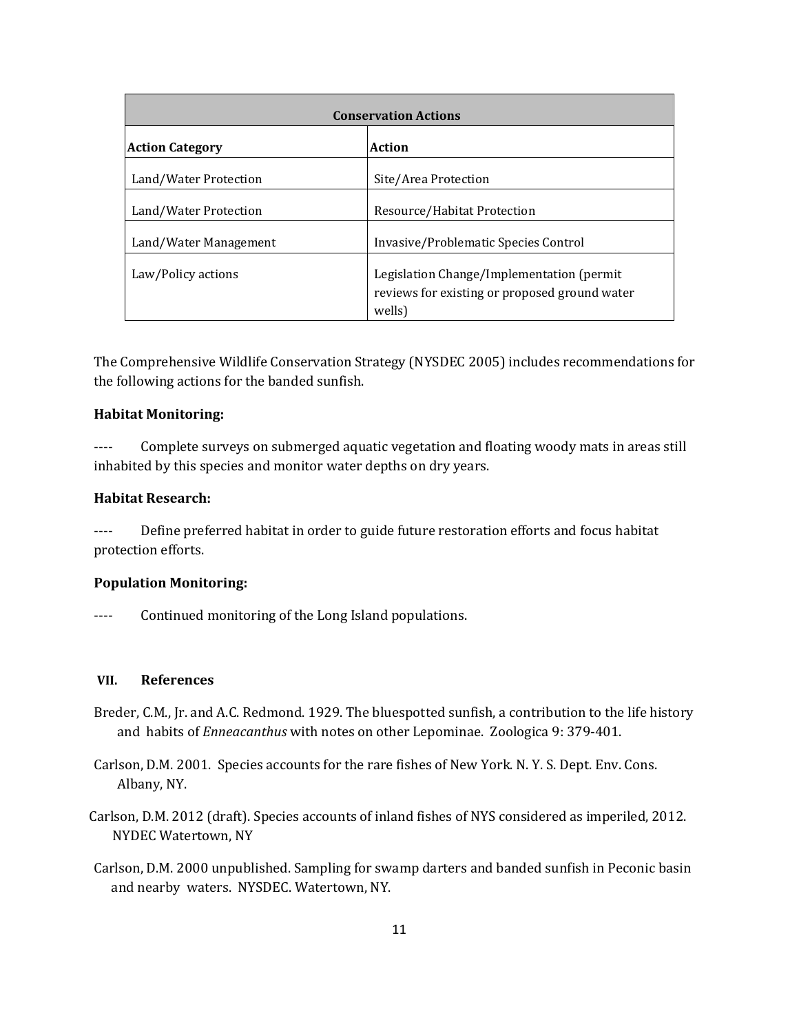| Conservation Actions | |
|---|---|
| **Action Category** | **Action** |
| Land/Water Protection | Site/Area Protection |
| Land/Water Protection | Resource/Habitat Protection |
| Land/Water Management | Invasive/Problematic Species Control |
| Law/Policy actions | Legislation Change/Implementation (permit reviews for existing or proposed ground water wells) |

The Comprehensive Wildlife Conservation Strategy (NYSDEC 2005) includes recommendations for the following actions for the banded sunfish.

**Habitat Monitoring:**

---- Complete surveys on submerged aquatic vegetation and floating woody mats in areas still inhabited by this species and monitor water depths on dry years.

**Habitat Research:**

---- Define preferred habitat in order to guide future restoration efforts and focus habitat protection efforts.

**Population Monitoring:**

---- Continued monitoring of the Long Island populations.

## VII. References

Breder, C.M., Jr. and A.C. Redmond. 1929. The bluespotted sunfish, a contribution to the life history and habits of *Enneacanthus* with notes on other Lepominae. Zoologica 9: 379-401.

Carlson, D.M. 2001. Species accounts for the rare fishes of New York. N. Y. S. Dept. Env. Cons. Albany, NY.

Carlson, D.M. 2012 (draft). Species accounts of inland fishes of NYS considered as imperiled, 2012. NYDEC Watertown, NY

Carlson, D.M. 2000 unpublished. Sampling for swamp darters and banded sunfish in Peconic basin and nearby waters. NYSDEC. Watertown, NY.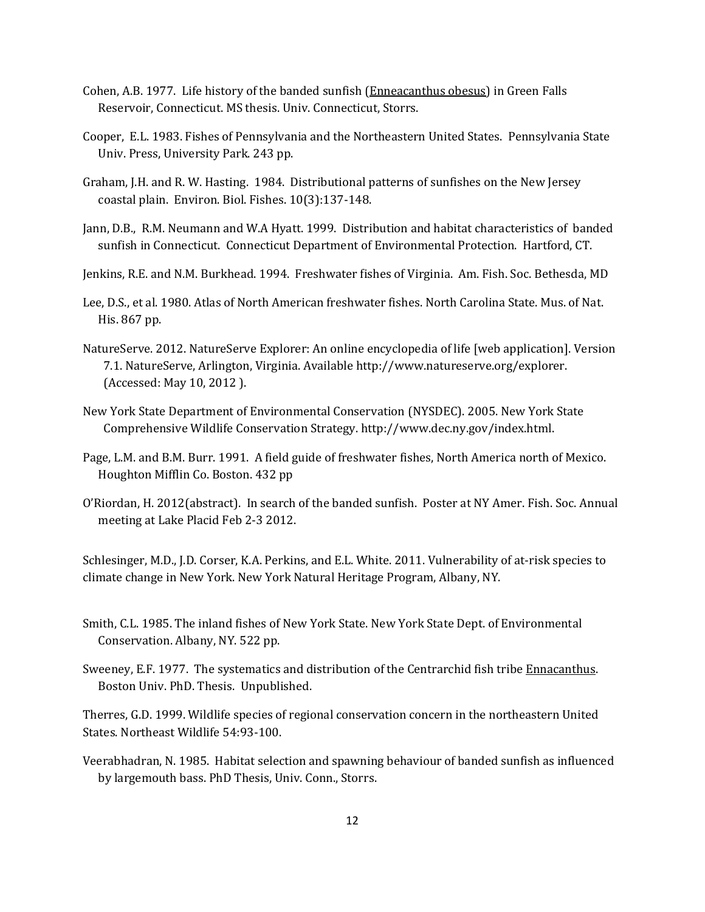Cohen, A.B. 1977. Life history of the banded sunfish (Enneacanthus obesus) in Green Falls Reservoir, Connecticut. MS thesis. Univ. Connecticut, Storrs.

Cooper, E.L. 1983. Fishes of Pennsylvania and the Northeastern United States. Pennsylvania State Univ. Press, University Park. 243 pp.

Graham, J.H. and R. W. Hasting. 1984. Distributional patterns of sunfishes on the New Jersey coastal plain. Environ. Biol. Fishes. 10(3):137-148.

Jann, D.B., R.M. Neumann and W.A Hyatt. 1999. Distribution and habitat characteristics of banded sunfish in Connecticut. Connecticut Department of Environmental Protection. Hartford, CT.

Jenkins, R.E. and N.M. Burkhead. 1994. Freshwater fishes of Virginia. Am. Fish. Soc. Bethesda, MD

Lee, D.S., et al. 1980. Atlas of North American freshwater fishes. North Carolina State. Mus. of Nat. His. 867 pp.

NatureServe. 2012. NatureServe Explorer: An online encyclopedia of life [web application]. Version 7.1. NatureServe, Arlington, Virginia. Available http://www.natureserve.org/explorer. (Accessed: May 10, 2012 ).

New York State Department of Environmental Conservation (NYSDEC). 2005. New York State Comprehensive Wildlife Conservation Strategy. http://www.dec.ny.gov/index.html.

Page, L.M. and B.M. Burr. 1991. A field guide of freshwater fishes, North America north of Mexico. Houghton Mifflin Co. Boston. 432 pp

O'Riordan, H. 2012(abstract). In search of the banded sunfish. Poster at NY Amer. Fish. Soc. Annual meeting at Lake Placid Feb 2-3 2012.

Schlesinger, M.D., J.D. Corser, K.A. Perkins, and E.L. White. 2011. Vulnerability of at-risk species to climate change in New York. New York Natural Heritage Program, Albany, NY.

Smith, C.L. 1985. The inland fishes of New York State. New York State Dept. of Environmental Conservation. Albany, NY. 522 pp.

Sweeney, E.F. 1977. The systematics and distribution of the Centrarchid fish tribe Ennacanthus. Boston Univ. PhD. Thesis. Unpublished.

Therres, G.D. 1999. Wildlife species of regional conservation concern in the northeastern United States. Northeast Wildlife 54:93-100.

Veerabhadran, N. 1985. Habitat selection and spawning behaviour of banded sunfish as influenced by largemouth bass. PhD Thesis, Univ. Conn., Storrs.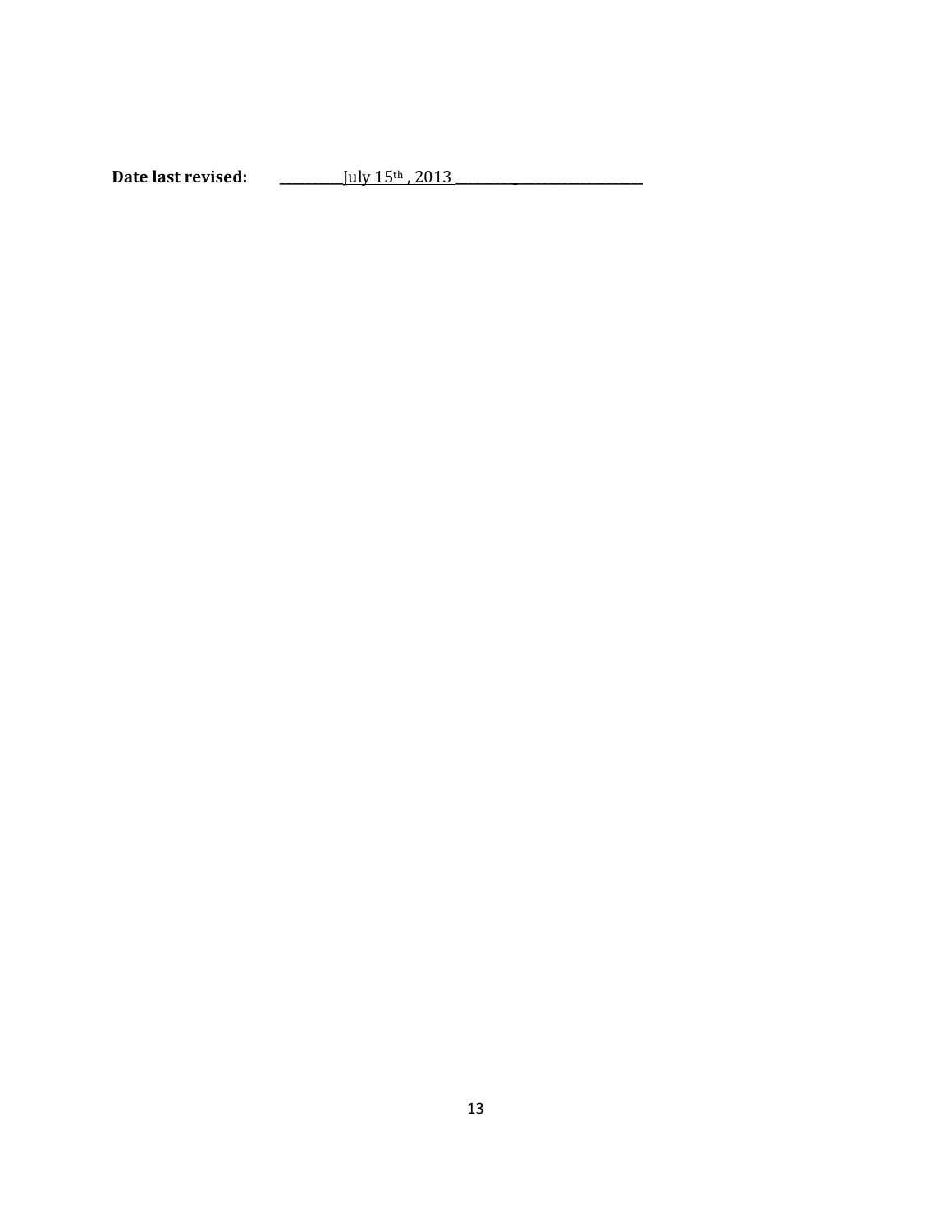**Date last revised:** ________July $15^{th}$ , 2013 ____________________________